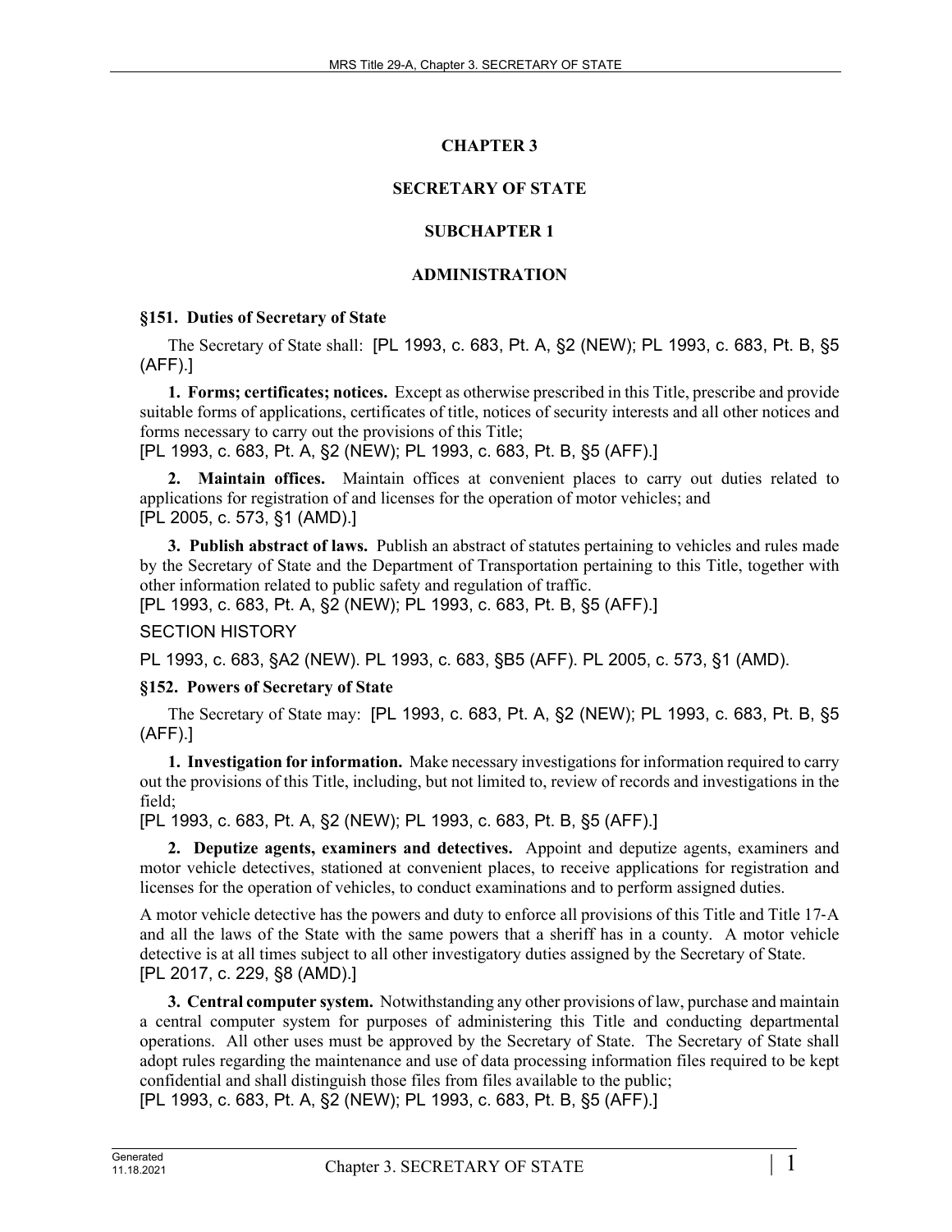# CHAPTER 3

# SECRETARY OF STATE

## SUBCHAPTER 1

## ADMINISTRATION

### §151. Duties of Secretary of State

The Secretary of State shall: [PL 1993, c. 683, Pt. A, §2 (NEW); PL 1993, c. 683, Pt. B, §5 (AFF).]

**1. Forms; certificates; notices.** Except as otherwise prescribed in this Title, prescribe and provide suitable forms of applications, certificates of title, notices of security interests and all other notices and forms necessary to carry out the provisions of this Title;
[PL 1993, c. 683, Pt. A, §2 (NEW); PL 1993, c. 683, Pt. B, §5 (AFF).]

**2. Maintain offices.** Maintain offices at convenient places to carry out duties related to applications for registration of and licenses for the operation of motor vehicles; and
[PL 2005, c. 573, §1 (AMD).]

**3. Publish abstract of laws.** Publish an abstract of statutes pertaining to vehicles and rules made by the Secretary of State and the Department of Transportation pertaining to this Title, together with other information related to public safety and regulation of traffic.
[PL 1993, c. 683, Pt. A, §2 (NEW); PL 1993, c. 683, Pt. B, §5 (AFF).]

SECTION HISTORY

PL 1993, c. 683, §A2 (NEW). PL 1993, c. 683, §B5 (AFF). PL 2005, c. 573, §1 (AMD).

### §152. Powers of Secretary of State

The Secretary of State may: [PL 1993, c. 683, Pt. A, §2 (NEW); PL 1993, c. 683, Pt. B, §5 (AFF).]

**1. Investigation for information.** Make necessary investigations for information required to carry out the provisions of this Title, including, but not limited to, review of records and investigations in the field;
[PL 1993, c. 683, Pt. A, §2 (NEW); PL 1993, c. 683, Pt. B, §5 (AFF).]

**2. Deputize agents, examiners and detectives.** Appoint and deputize agents, examiners and motor vehicle detectives, stationed at convenient places, to receive applications for registration and licenses for the operation of vehicles, to conduct examinations and to perform assigned duties.

A motor vehicle detective has the powers and duty to enforce all provisions of this Title and Title 17-A and all the laws of the State with the same powers that a sheriff has in a county. A motor vehicle detective is at all times subject to all other investigatory duties assigned by the Secretary of State.
[PL 2017, c. 229, §8 (AMD).]

**3. Central computer system.** Notwithstanding any other provisions of law, purchase and maintain a central computer system for purposes of administering this Title and conducting departmental operations. All other uses must be approved by the Secretary of State. The Secretary of State shall adopt rules regarding the maintenance and use of data processing information files required to be kept confidential and shall distinguish those files from files available to the public;
[PL 1993, c. 683, Pt. A, §2 (NEW); PL 1993, c. 683, Pt. B, §5 (AFF).]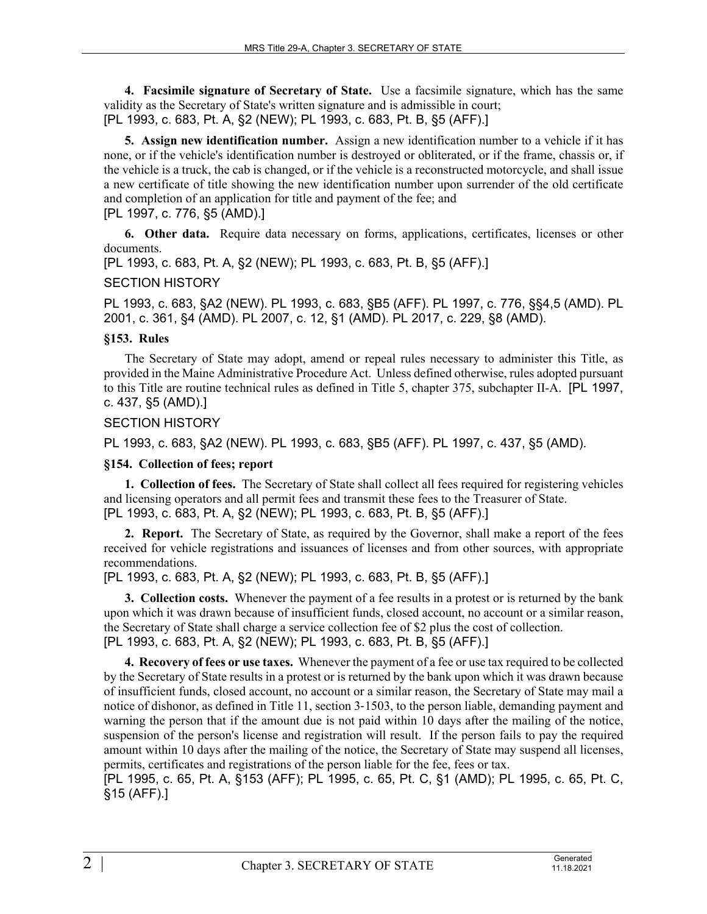**4. Facsimile signature of Secretary of State.** Use a facsimile signature, which has the same validity as the Secretary of State's written signature and is admissible in court;
[PL 1993, c. 683, Pt. A, §2 (NEW); PL 1993, c. 683, Pt. B, §5 (AFF).]

**5. Assign new identification number.** Assign a new identification number to a vehicle if it has none, or if the vehicle's identification number is destroyed or obliterated, or if the frame, chassis or, if the vehicle is a truck, the cab is changed, or if the vehicle is a reconstructed motorcycle, and shall issue a new certificate of title showing the new identification number upon surrender of the old certificate and completion of an application for title and payment of the fee; and
[PL 1997, c. 776, §5 (AMD).]

**6. Other data.** Require data necessary on forms, applications, certificates, licenses or other documents.
[PL 1993, c. 683, Pt. A, §2 (NEW); PL 1993, c. 683, Pt. B, §5 (AFF).]

SECTION HISTORY

PL 1993, c. 683, §A2 (NEW). PL 1993, c. 683, §B5 (AFF). PL 1997, c. 776, §§4,5 (AMD). PL 2001, c. 361, §4 (AMD). PL 2007, c. 12, §1 (AMD). PL 2017, c. 229, §8 (AMD).

### §153. Rules

The Secretary of State may adopt, amend or repeal rules necessary to administer this Title, as provided in the Maine Administrative Procedure Act. Unless defined otherwise, rules adopted pursuant to this Title are routine technical rules as defined in Title 5, chapter 375, subchapter II-A. [PL 1997, c. 437, §5 (AMD).]

SECTION HISTORY

PL 1993, c. 683, §A2 (NEW). PL 1993, c. 683, §B5 (AFF). PL 1997, c. 437, §5 (AMD).

### §154. Collection of fees; report

**1. Collection of fees.** The Secretary of State shall collect all fees required for registering vehicles and licensing operators and all permit fees and transmit these fees to the Treasurer of State.
[PL 1993, c. 683, Pt. A, §2 (NEW); PL 1993, c. 683, Pt. B, §5 (AFF).]

**2. Report.** The Secretary of State, as required by the Governor, shall make a report of the fees received for vehicle registrations and issuances of licenses and from other sources, with appropriate recommendations.
[PL 1993, c. 683, Pt. A, §2 (NEW); PL 1993, c. 683, Pt. B, §5 (AFF).]

**3. Collection costs.** Whenever the payment of a fee results in a protest or is returned by the bank upon which it was drawn because of insufficient funds, closed account, no account or a similar reason, the Secretary of State shall charge a service collection fee of $2 plus the cost of collection.
[PL 1993, c. 683, Pt. A, §2 (NEW); PL 1993, c. 683, Pt. B, §5 (AFF).]

**4. Recovery of fees or use taxes.** Whenever the payment of a fee or use tax required to be collected by the Secretary of State results in a protest or is returned by the bank upon which it was drawn because of insufficient funds, closed account, no account or a similar reason, the Secretary of State may mail a notice of dishonor, as defined in Title 11, section 3-1503, to the person liable, demanding payment and warning the person that if the amount due is not paid within 10 days after the mailing of the notice, suspension of the person's license and registration will result. If the person fails to pay the required amount within 10 days after the mailing of the notice, the Secretary of State may suspend all licenses, permits, certificates and registrations of the person liable for the fee, fees or tax.
[PL 1995, c. 65, Pt. A, §153 (AFF); PL 1995, c. 65, Pt. C, §1 (AMD); PL 1995, c. 65, Pt. C, §15 (AFF).]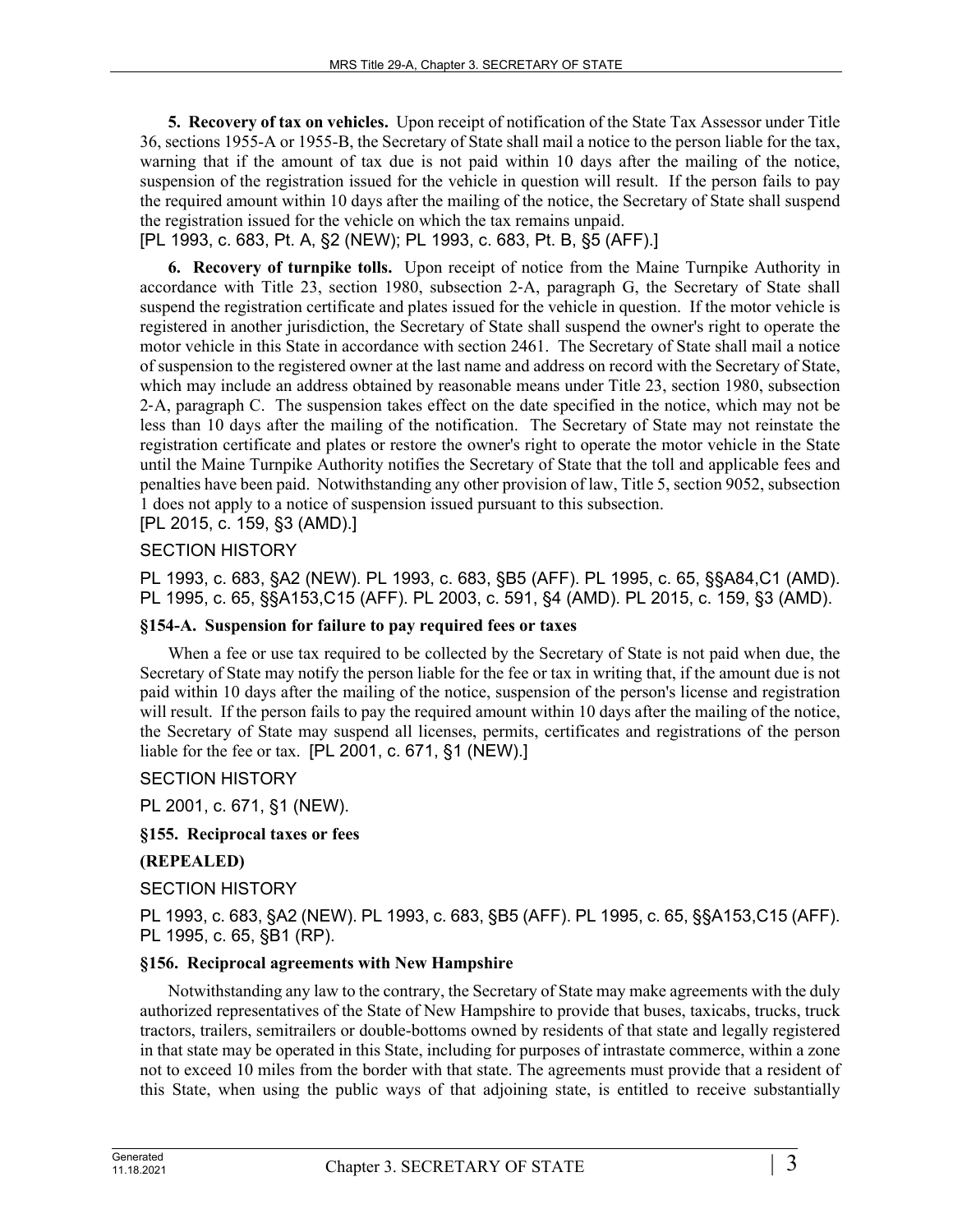**5. Recovery of tax on vehicles.** Upon receipt of notification of the State Tax Assessor under Title 36, sections 1955-A or 1955-B, the Secretary of State shall mail a notice to the person liable for the tax, warning that if the amount of tax due is not paid within 10 days after the mailing of the notice, suspension of the registration issued for the vehicle in question will result. If the person fails to pay the required amount within 10 days after the mailing of the notice, the Secretary of State shall suspend the registration issued for the vehicle on which the tax remains unpaid.

[PL 1993, c. 683, Pt. A, §2 (NEW); PL 1993, c. 683, Pt. B, §5 (AFF).]

**6. Recovery of turnpike tolls.** Upon receipt of notice from the Maine Turnpike Authority in accordance with Title 23, section 1980, subsection 2-A, paragraph G, the Secretary of State shall suspend the registration certificate and plates issued for the vehicle in question. If the motor vehicle is registered in another jurisdiction, the Secretary of State shall suspend the owner's right to operate the motor vehicle in this State in accordance with section 2461. The Secretary of State shall mail a notice of suspension to the registered owner at the last name and address on record with the Secretary of State, which may include an address obtained by reasonable means under Title 23, section 1980, subsection 2-A, paragraph C. The suspension takes effect on the date specified in the notice, which may not be less than 10 days after the mailing of the notification. The Secretary of State may not reinstate the registration certificate and plates or restore the owner's right to operate the motor vehicle in the State until the Maine Turnpike Authority notifies the Secretary of State that the toll and applicable fees and penalties have been paid. Notwithstanding any other provision of law, Title 5, section 9052, subsection 1 does not apply to a notice of suspension issued pursuant to this subsection.

[PL 2015, c. 159, §3 (AMD).]

SECTION HISTORY

PL 1993, c. 683, §A2 (NEW). PL 1993, c. 683, §B5 (AFF). PL 1995, c. 65, §§A84,C1 (AMD). PL 1995, c. 65, §§A153,C15 (AFF). PL 2003, c. 591, §4 (AMD). PL 2015, c. 159, §3 (AMD).

**§154-A. Suspension for failure to pay required fees or taxes**

When a fee or use tax required to be collected by the Secretary of State is not paid when due, the Secretary of State may notify the person liable for the fee or tax in writing that, if the amount due is not paid within 10 days after the mailing of the notice, suspension of the person's license and registration will result. If the person fails to pay the required amount within 10 days after the mailing of the notice, the Secretary of State may suspend all licenses, permits, certificates and registrations of the person liable for the fee or tax. [PL 2001, c. 671, §1 (NEW).]

SECTION HISTORY

PL 2001, c. 671, §1 (NEW).

**§155. Reciprocal taxes or fees**

**(REPEALED)**

SECTION HISTORY

PL 1993, c. 683, §A2 (NEW). PL 1993, c. 683, §B5 (AFF). PL 1995, c. 65, §§A153,C15 (AFF). PL 1995, c. 65, §B1 (RP).

**§156. Reciprocal agreements with New Hampshire**

Notwithstanding any law to the contrary, the Secretary of State may make agreements with the duly authorized representatives of the State of New Hampshire to provide that buses, taxicabs, trucks, truck tractors, trailers, semitrailers or double-bottoms owned by residents of that state and legally registered in that state may be operated in this State, including for purposes of intrastate commerce, within a zone not to exceed 10 miles from the border with that state. The agreements must provide that a resident of this State, when using the public ways of that adjoining state, is entitled to receive substantially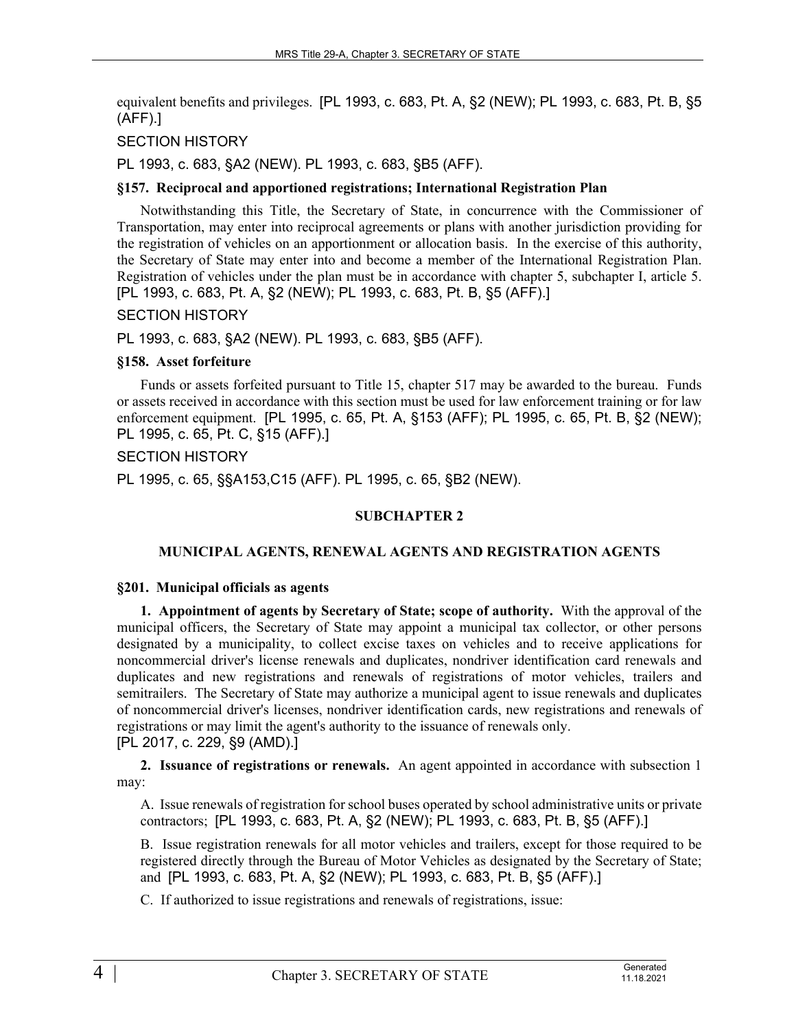equivalent benefits and privileges. [PL 1993, c. 683, Pt. A, §2 (NEW); PL 1993, c. 683, Pt. B, §5 (AFF).]

SECTION HISTORY

PL 1993, c. 683, §A2 (NEW). PL 1993, c. 683, §B5 (AFF).

**§157. Reciprocal and apportioned registrations; International Registration Plan**

Notwithstanding this Title, the Secretary of State, in concurrence with the Commissioner of Transportation, may enter into reciprocal agreements or plans with another jurisdiction providing for the registration of vehicles on an apportionment or allocation basis. In the exercise of this authority, the Secretary of State may enter into and become a member of the International Registration Plan. Registration of vehicles under the plan must be in accordance with chapter 5, subchapter I, article 5. [PL 1993, c. 683, Pt. A, §2 (NEW); PL 1993, c. 683, Pt. B, §5 (AFF).]

SECTION HISTORY

PL 1993, c. 683, §A2 (NEW). PL 1993, c. 683, §B5 (AFF).

**§158. Asset forfeiture**

Funds or assets forfeited pursuant to Title 15, chapter 517 may be awarded to the bureau. Funds or assets received in accordance with this section must be used for law enforcement training or for law enforcement equipment. [PL 1995, c. 65, Pt. A, §153 (AFF); PL 1995, c. 65, Pt. B, §2 (NEW); PL 1995, c. 65, Pt. C, §15 (AFF).]

SECTION HISTORY

PL 1995, c. 65, §§A153,C15 (AFF). PL 1995, c. 65, §B2 (NEW).

## SUBCHAPTER 2

## MUNICIPAL AGENTS, RENEWAL AGENTS AND REGISTRATION AGENTS

**§201. Municipal officials as agents**

**1. Appointment of agents by Secretary of State; scope of authority.** With the approval of the municipal officers, the Secretary of State may appoint a municipal tax collector, or other persons designated by a municipality, to collect excise taxes on vehicles and to receive applications for noncommercial driver's license renewals and duplicates, nondriver identification card renewals and duplicates and new registrations and renewals of registrations of motor vehicles, trailers and semitrailers. The Secretary of State may authorize a municipal agent to issue renewals and duplicates of noncommercial driver's licenses, nondriver identification cards, new registrations and renewals of registrations or may limit the agent's authority to the issuance of renewals only.
[PL 2017, c. 229, §9 (AMD).]

**2. Issuance of registrations or renewals.** An agent appointed in accordance with subsection 1 may:

A. Issue renewals of registration for school buses operated by school administrative units or private contractors; [PL 1993, c. 683, Pt. A, §2 (NEW); PL 1993, c. 683, Pt. B, §5 (AFF).]

B. Issue registration renewals for all motor vehicles and trailers, except for those required to be registered directly through the Bureau of Motor Vehicles as designated by the Secretary of State; and [PL 1993, c. 683, Pt. A, §2 (NEW); PL 1993, c. 683, Pt. B, §5 (AFF).]

C. If authorized to issue registrations and renewals of registrations, issue: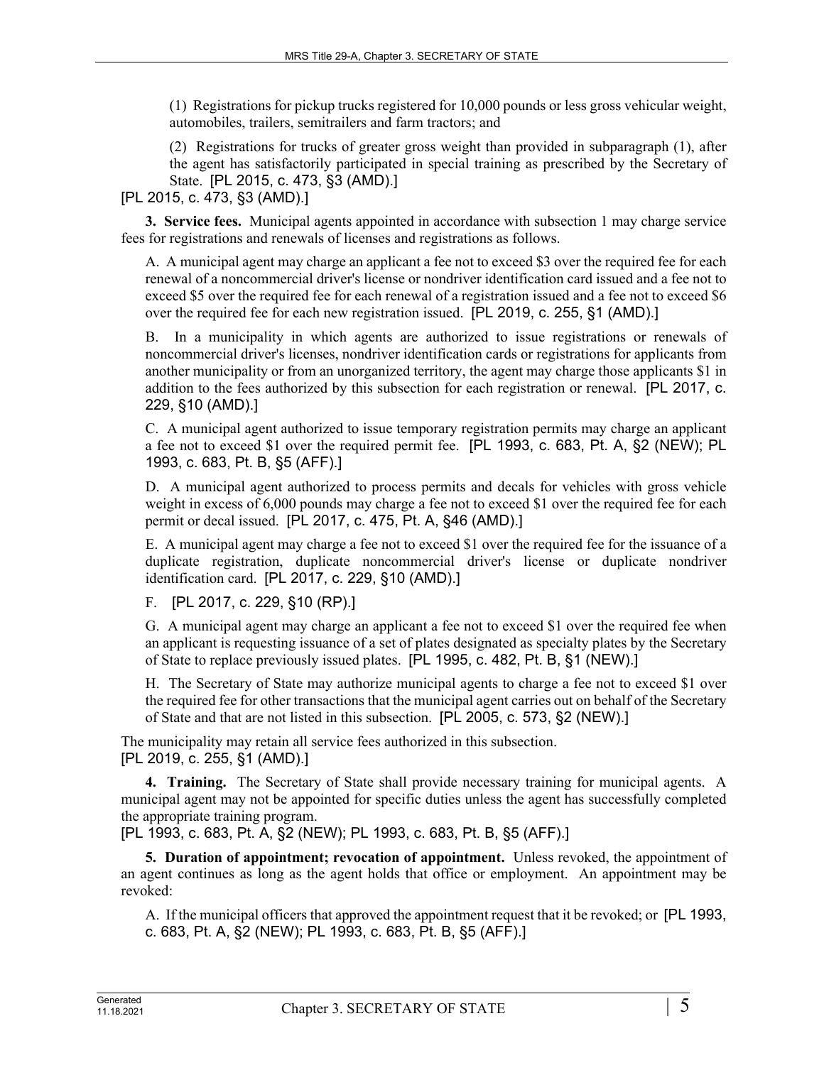(1) Registrations for pickup trucks registered for 10,000 pounds or less gross vehicular weight, automobiles, trailers, semitrailers and farm tractors; and

(2) Registrations for trucks of greater gross weight than provided in subparagraph (1), after the agent has satisfactorily participated in special training as prescribed by the Secretary of State. [PL 2015, c. 473, §3 (AMD).]

[PL 2015, c. 473, §3 (AMD).]

**3. Service fees.** Municipal agents appointed in accordance with subsection 1 may charge service fees for registrations and renewals of licenses and registrations as follows.

A. A municipal agent may charge an applicant a fee not to exceed $3 over the required fee for each renewal of a noncommercial driver's license or nondriver identification card issued and a fee not to exceed $5 over the required fee for each renewal of a registration issued and a fee not to exceed $6 over the required fee for each new registration issued. [PL 2019, c. 255, §1 (AMD).]

B. In a municipality in which agents are authorized to issue registrations or renewals of noncommercial driver's licenses, nondriver identification cards or registrations for applicants from another municipality or from an unorganized territory, the agent may charge those applicants $1 in addition to the fees authorized by this subsection for each registration or renewal. [PL 2017, c. 229, §10 (AMD).]

C. A municipal agent authorized to issue temporary registration permits may charge an applicant a fee not to exceed $1 over the required permit fee. [PL 1993, c. 683, Pt. A, §2 (NEW); PL 1993, c. 683, Pt. B, §5 (AFF).]

D. A municipal agent authorized to process permits and decals for vehicles with gross vehicle weight in excess of 6,000 pounds may charge a fee not to exceed $1 over the required fee for each permit or decal issued. [PL 2017, c. 475, Pt. A, §46 (AMD).]

E. A municipal agent may charge a fee not to exceed $1 over the required fee for the issuance of a duplicate registration, duplicate noncommercial driver's license or duplicate nondriver identification card. [PL 2017, c. 229, §10 (AMD).]

F. [PL 2017, c. 229, §10 (RP).]

G. A municipal agent may charge an applicant a fee not to exceed $1 over the required fee when an applicant is requesting issuance of a set of plates designated as specialty plates by the Secretary of State to replace previously issued plates. [PL 1995, c. 482, Pt. B, §1 (NEW).]

H. The Secretary of State may authorize municipal agents to charge a fee not to exceed $1 over the required fee for other transactions that the municipal agent carries out on behalf of the Secretary of State and that are not listed in this subsection. [PL 2005, c. 573, §2 (NEW).]

The municipality may retain all service fees authorized in this subsection.
[PL 2019, c. 255, §1 (AMD).]

**4. Training.** The Secretary of State shall provide necessary training for municipal agents. A municipal agent may not be appointed for specific duties unless the agent has successfully completed the appropriate training program.
[PL 1993, c. 683, Pt. A, §2 (NEW); PL 1993, c. 683, Pt. B, §5 (AFF).]

**5. Duration of appointment; revocation of appointment.** Unless revoked, the appointment of an agent continues as long as the agent holds that office or employment. An appointment may be revoked:

A. If the municipal officers that approved the appointment request that it be revoked; or [PL 1993, c. 683, Pt. A, §2 (NEW); PL 1993, c. 683, Pt. B, §5 (AFF).]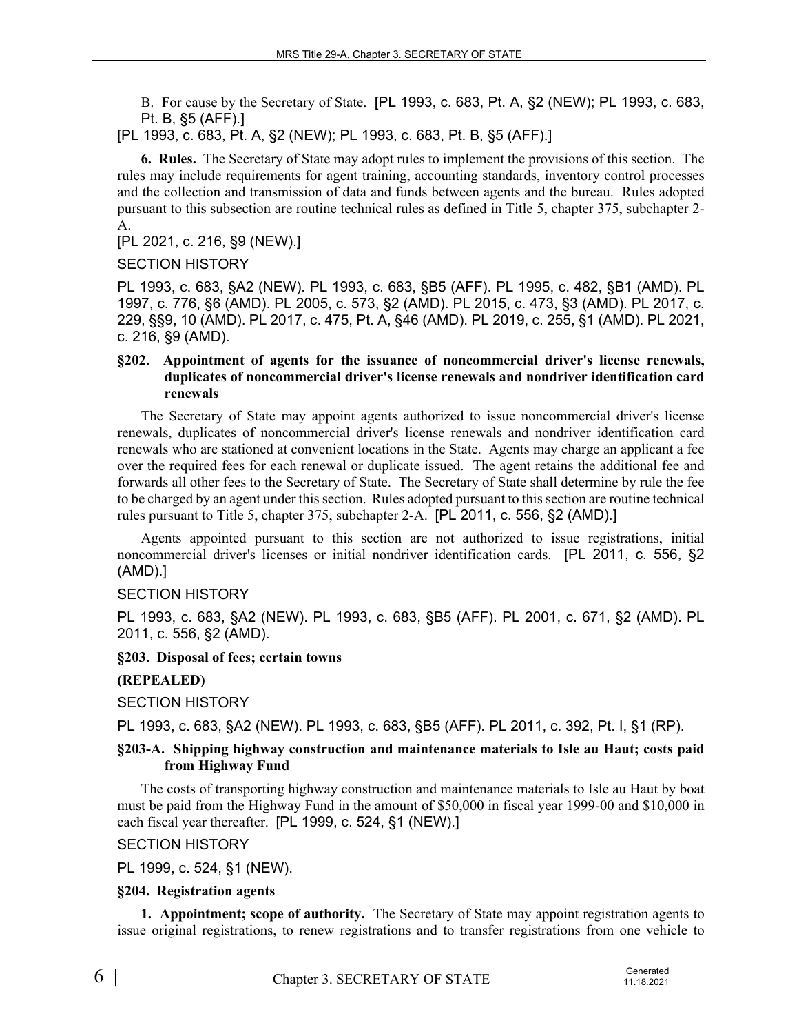B. For cause by the Secretary of State. [PL 1993, c. 683, Pt. A, §2 (NEW); PL 1993, c. 683, Pt. B, §5 (AFF).]

[PL 1993, c. 683, Pt. A, §2 (NEW); PL 1993, c. 683, Pt. B, §5 (AFF).]

**6. Rules.** The Secretary of State may adopt rules to implement the provisions of this section. The rules may include requirements for agent training, accounting standards, inventory control processes and the collection and transmission of data and funds between agents and the bureau. Rules adopted pursuant to this subsection are routine technical rules as defined in Title 5, chapter 375, subchapter 2-A.

[PL 2021, c. 216, §9 (NEW).]

SECTION HISTORY

PL 1993, c. 683, §A2 (NEW). PL 1993, c. 683, §B5 (AFF). PL 1995, c. 482, §B1 (AMD). PL 1997, c. 776, §6 (AMD). PL 2005, c. 573, §2 (AMD). PL 2015, c. 473, §3 (AMD). PL 2017, c. 229, §§9, 10 (AMD). PL 2017, c. 475, Pt. A, §46 (AMD). PL 2019, c. 255, §1 (AMD). PL 2021, c. 216, §9 (AMD).

**§202. Appointment of agents for the issuance of noncommercial driver's license renewals, duplicates of noncommercial driver's license renewals and nondriver identification card renewals**

The Secretary of State may appoint agents authorized to issue noncommercial driver's license renewals, duplicates of noncommercial driver's license renewals and nondriver identification card renewals who are stationed at convenient locations in the State. Agents may charge an applicant a fee over the required fees for each renewal or duplicate issued. The agent retains the additional fee and forwards all other fees to the Secretary of State. The Secretary of State shall determine by rule the fee to be charged by an agent under this section. Rules adopted pursuant to this section are routine technical rules pursuant to Title 5, chapter 375, subchapter 2-A. [PL 2011, c. 556, §2 (AMD).]

Agents appointed pursuant to this section are not authorized to issue registrations, initial noncommercial driver's licenses or initial nondriver identification cards. [PL 2011, c. 556, §2 (AMD).]

SECTION HISTORY

PL 1993, c. 683, §A2 (NEW). PL 1993, c. 683, §B5 (AFF). PL 2001, c. 671, §2 (AMD). PL 2011, c. 556, §2 (AMD).

**§203. Disposal of fees; certain towns**

**(REPEALED)**

SECTION HISTORY

PL 1993, c. 683, §A2 (NEW). PL 1993, c. 683, §B5 (AFF). PL 2011, c. 392, Pt. I, §1 (RP).

**§203-A. Shipping highway construction and maintenance materials to Isle au Haut; costs paid from Highway Fund**

The costs of transporting highway construction and maintenance materials to Isle au Haut by boat must be paid from the Highway Fund in the amount of $50,000 in fiscal year 1999-00 and $10,000 in each fiscal year thereafter. [PL 1999, c. 524, §1 (NEW).]

SECTION HISTORY

PL 1999, c. 524, §1 (NEW).

**§204. Registration agents**

**1. Appointment; scope of authority.** The Secretary of State may appoint registration agents to issue original registrations, to renew registrations and to transfer registrations from one vehicle to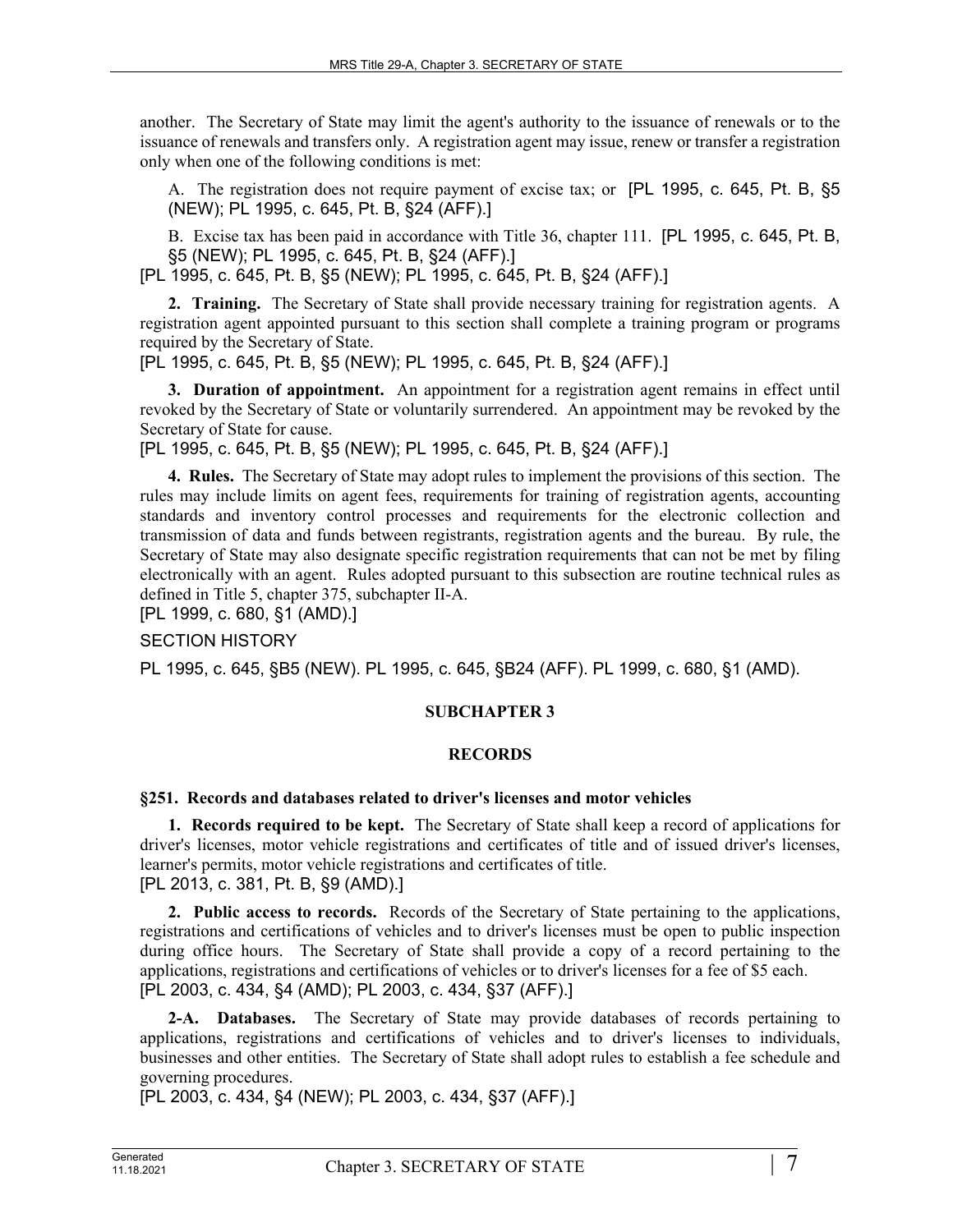another. The Secretary of State may limit the agent's authority to the issuance of renewals or to the issuance of renewals and transfers only. A registration agent may issue, renew or transfer a registration only when one of the following conditions is met:

A. The registration does not require payment of excise tax; or [PL 1995, c. 645, Pt. B, §5 (NEW); PL 1995, c. 645, Pt. B, §24 (AFF).]

B. Excise tax has been paid in accordance with Title 36, chapter 111. [PL 1995, c. 645, Pt. B, §5 (NEW); PL 1995, c. 645, Pt. B, §24 (AFF).]

[PL 1995, c. 645, Pt. B, §5 (NEW); PL 1995, c. 645, Pt. B, §24 (AFF).]

**2. Training.** The Secretary of State shall provide necessary training for registration agents. A registration agent appointed pursuant to this section shall complete a training program or programs required by the Secretary of State.

[PL 1995, c. 645, Pt. B, §5 (NEW); PL 1995, c. 645, Pt. B, §24 (AFF).]

**3. Duration of appointment.** An appointment for a registration agent remains in effect until revoked by the Secretary of State or voluntarily surrendered. An appointment may be revoked by the Secretary of State for cause.

[PL 1995, c. 645, Pt. B, §5 (NEW); PL 1995, c. 645, Pt. B, §24 (AFF).]

**4. Rules.** The Secretary of State may adopt rules to implement the provisions of this section. The rules may include limits on agent fees, requirements for training of registration agents, accounting standards and inventory control processes and requirements for the electronic collection and transmission of data and funds between registrants, registration agents and the bureau. By rule, the Secretary of State may also designate specific registration requirements that can not be met by filing electronically with an agent. Rules adopted pursuant to this subsection are routine technical rules as defined in Title 5, chapter 375, subchapter II-A.

[PL 1999, c. 680, §1 (AMD).]

SECTION HISTORY

PL 1995, c. 645, §B5 (NEW). PL 1995, c. 645, §B24 (AFF). PL 1999, c. 680, §1 (AMD).

## SUBCHAPTER 3

## RECORDS

### §251. Records and databases related to driver's licenses and motor vehicles

**1. Records required to be kept.** The Secretary of State shall keep a record of applications for driver's licenses, motor vehicle registrations and certificates of title and of issued driver's licenses, learner's permits, motor vehicle registrations and certificates of title.

[PL 2013, c. 381, Pt. B, §9 (AMD).]

**2. Public access to records.** Records of the Secretary of State pertaining to the applications, registrations and certifications of vehicles and to driver's licenses must be open to public inspection during office hours. The Secretary of State shall provide a copy of a record pertaining to the applications, registrations and certifications of vehicles or to driver's licenses for a fee of $5 each.

[PL 2003, c. 434, §4 (AMD); PL 2003, c. 434, §37 (AFF).]

**2-A. Databases.** The Secretary of State may provide databases of records pertaining to applications, registrations and certifications of vehicles and to driver's licenses to individuals, businesses and other entities. The Secretary of State shall adopt rules to establish a fee schedule and governing procedures.

[PL 2003, c. 434, §4 (NEW); PL 2003, c. 434, §37 (AFF).]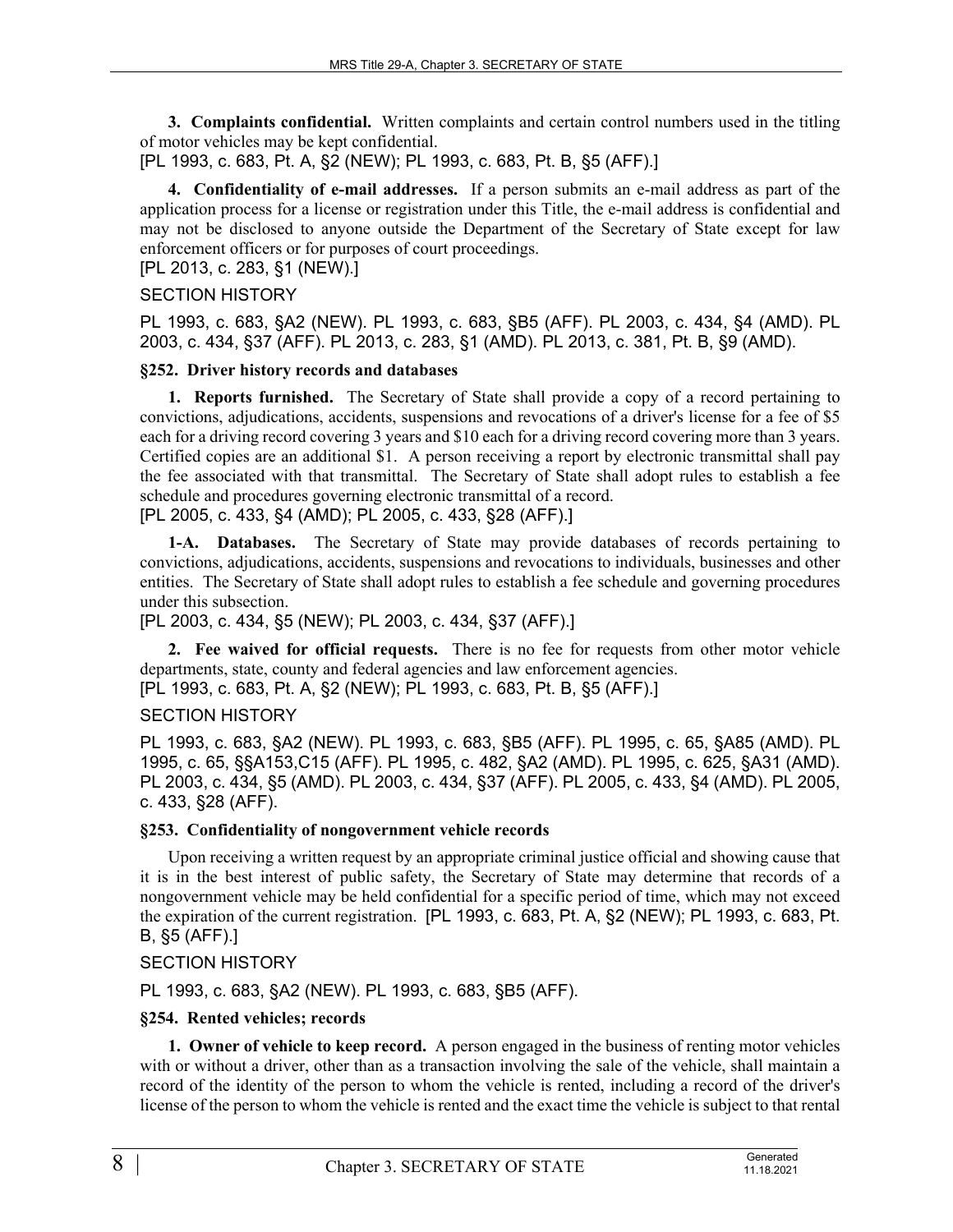**3. Complaints confidential.** Written complaints and certain control numbers used in the titling of motor vehicles may be kept confidential.

[PL 1993, c. 683, Pt. A, §2 (NEW); PL 1993, c. 683, Pt. B, §5 (AFF).]

**4. Confidentiality of e-mail addresses.** If a person submits an e-mail address as part of the application process for a license or registration under this Title, the e-mail address is confidential and may not be disclosed to anyone outside the Department of the Secretary of State except for law enforcement officers or for purposes of court proceedings.

[PL 2013, c. 283, §1 (NEW).]

SECTION HISTORY

PL 1993, c. 683, §A2 (NEW). PL 1993, c. 683, §B5 (AFF). PL 2003, c. 434, §4 (AMD). PL 2003, c. 434, §37 (AFF). PL 2013, c. 283, §1 (AMD). PL 2013, c. 381, Pt. B, §9 (AMD).

### §252. Driver history records and databases

**1. Reports furnished.** The Secretary of State shall provide a copy of a record pertaining to convictions, adjudications, accidents, suspensions and revocations of a driver's license for a fee of $5 each for a driving record covering 3 years and $10 each for a driving record covering more than 3 years. Certified copies are an additional $1. A person receiving a report by electronic transmittal shall pay the fee associated with that transmittal. The Secretary of State shall adopt rules to establish a fee schedule and procedures governing electronic transmittal of a record.

[PL 2005, c. 433, §4 (AMD); PL 2005, c. 433, §28 (AFF).]

**1-A. Databases.** The Secretary of State may provide databases of records pertaining to convictions, adjudications, accidents, suspensions and revocations to individuals, businesses and other entities. The Secretary of State shall adopt rules to establish a fee schedule and governing procedures under this subsection.

[PL 2003, c. 434, §5 (NEW); PL 2003, c. 434, §37 (AFF).]

**2. Fee waived for official requests.** There is no fee for requests from other motor vehicle departments, state, county and federal agencies and law enforcement agencies.

[PL 1993, c. 683, Pt. A, §2 (NEW); PL 1993, c. 683, Pt. B, §5 (AFF).]

SECTION HISTORY

PL 1993, c. 683, §A2 (NEW). PL 1993, c. 683, §B5 (AFF). PL 1995, c. 65, §A85 (AMD). PL 1995, c. 65, §§A153,C15 (AFF). PL 1995, c. 482, §A2 (AMD). PL 1995, c. 625, §A31 (AMD). PL 2003, c. 434, §5 (AMD). PL 2003, c. 434, §37 (AFF). PL 2005, c. 433, §4 (AMD). PL 2005, c. 433, §28 (AFF).

### §253. Confidentiality of nongovernment vehicle records

Upon receiving a written request by an appropriate criminal justice official and showing cause that it is in the best interest of public safety, the Secretary of State may determine that records of a nongovernment vehicle may be held confidential for a specific period of time, which may not exceed the expiration of the current registration. [PL 1993, c. 683, Pt. A, §2 (NEW); PL 1993, c. 683, Pt. B, §5 (AFF).]

SECTION HISTORY

PL 1993, c. 683, §A2 (NEW). PL 1993, c. 683, §B5 (AFF).

### §254. Rented vehicles; records

**1. Owner of vehicle to keep record.** A person engaged in the business of renting motor vehicles with or without a driver, other than as a transaction involving the sale of the vehicle, shall maintain a record of the identity of the person to whom the vehicle is rented, including a record of the driver's license of the person to whom the vehicle is rented and the exact time the vehicle is subject to that rental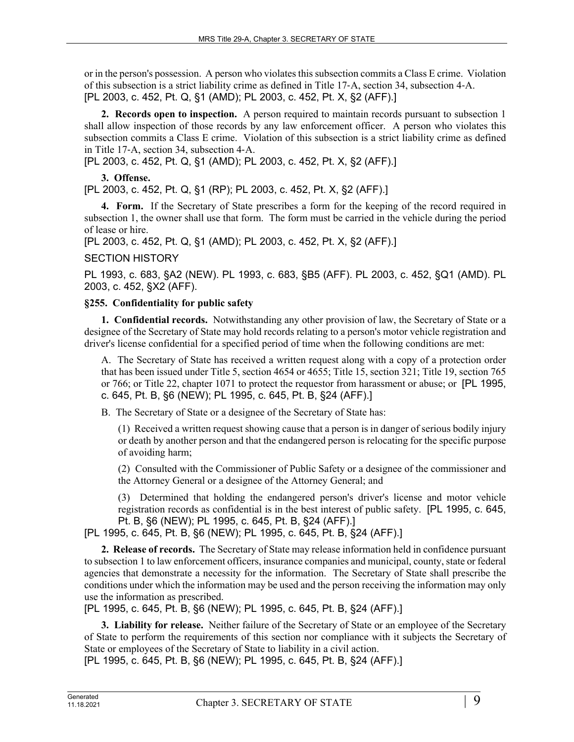or in the person's possession. A person who violates this subsection commits a Class E crime. Violation of this subsection is a strict liability crime as defined in Title 17-A, section 34, subsection 4-A.
[PL 2003, c. 452, Pt. Q, §1 (AMD); PL 2003, c. 452, Pt. X, §2 (AFF).]

**2. Records open to inspection.** A person required to maintain records pursuant to subsection 1 shall allow inspection of those records by any law enforcement officer. A person who violates this subsection commits a Class E crime. Violation of this subsection is a strict liability crime as defined in Title 17-A, section 34, subsection 4-A.
[PL 2003, c. 452, Pt. Q, §1 (AMD); PL 2003, c. 452, Pt. X, §2 (AFF).]

**3. Offense.**
[PL 2003, c. 452, Pt. Q, §1 (RP); PL 2003, c. 452, Pt. X, §2 (AFF).]

**4. Form.** If the Secretary of State prescribes a form for the keeping of the record required in subsection 1, the owner shall use that form. The form must be carried in the vehicle during the period of lease or hire.
[PL 2003, c. 452, Pt. Q, §1 (AMD); PL 2003, c. 452, Pt. X, §2 (AFF).]

SECTION HISTORY

PL 1993, c. 683, §A2 (NEW). PL 1993, c. 683, §B5 (AFF). PL 2003, c. 452, §Q1 (AMD). PL 2003, c. 452, §X2 (AFF).

**§255. Confidentiality for public safety**

**1. Confidential records.** Notwithstanding any other provision of law, the Secretary of State or a designee of the Secretary of State may hold records relating to a person's motor vehicle registration and driver's license confidential for a specified period of time when the following conditions are met:

A. The Secretary of State has received a written request along with a copy of a protection order that has been issued under Title 5, section 4654 or 4655; Title 15, section 321; Title 19, section 765 or 766; or Title 22, chapter 1071 to protect the requestor from harassment or abuse; or [PL 1995, c. 645, Pt. B, §6 (NEW); PL 1995, c. 645, Pt. B, §24 (AFF).]

B. The Secretary of State or a designee of the Secretary of State has:

(1) Received a written request showing cause that a person is in danger of serious bodily injury or death by another person and that the endangered person is relocating for the specific purpose of avoiding harm;

(2) Consulted with the Commissioner of Public Safety or a designee of the commissioner and the Attorney General or a designee of the Attorney General; and

(3) Determined that holding the endangered person's driver's license and motor vehicle registration records as confidential is in the best interest of public safety. [PL 1995, c. 645, Pt. B, §6 (NEW); PL 1995, c. 645, Pt. B, §24 (AFF).]

[PL 1995, c. 645, Pt. B, §6 (NEW); PL 1995, c. 645, Pt. B, §24 (AFF).]

**2. Release of records.** The Secretary of State may release information held in confidence pursuant to subsection 1 to law enforcement officers, insurance companies and municipal, county, state or federal agencies that demonstrate a necessity for the information. The Secretary of State shall prescribe the conditions under which the information may be used and the person receiving the information may only use the information as prescribed.
[PL 1995, c. 645, Pt. B, §6 (NEW); PL 1995, c. 645, Pt. B, §24 (AFF).]

**3. Liability for release.** Neither failure of the Secretary of State or an employee of the Secretary of State to perform the requirements of this section nor compliance with it subjects the Secretary of State or employees of the Secretary of State to liability in a civil action.
[PL 1995, c. 645, Pt. B, §6 (NEW); PL 1995, c. 645, Pt. B, §24 (AFF).]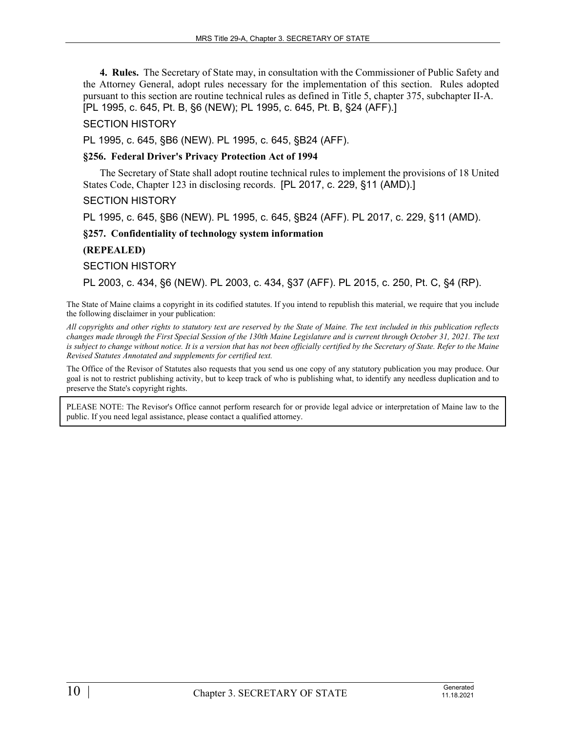**4. Rules.** The Secretary of State may, in consultation with the Commissioner of Public Safety and the Attorney General, adopt rules necessary for the implementation of this section. Rules adopted pursuant to this section are routine technical rules as defined in Title 5, chapter 375, subchapter II-A. [PL 1995, c. 645, Pt. B, §6 (NEW); PL 1995, c. 645, Pt. B, §24 (AFF).]

SECTION HISTORY

PL 1995, c. 645, §B6 (NEW). PL 1995, c. 645, §B24 (AFF).

**§256. Federal Driver's Privacy Protection Act of 1994**

The Secretary of State shall adopt routine technical rules to implement the provisions of 18 United States Code, Chapter 123 in disclosing records. [PL 2017, c. 229, §11 (AMD).]

SECTION HISTORY

PL 1995, c. 645, §B6 (NEW). PL 1995, c. 645, §B24 (AFF). PL 2017, c. 229, §11 (AMD).

**§257. Confidentiality of technology system information**

**(REPEALED)**

SECTION HISTORY

PL 2003, c. 434, §6 (NEW). PL 2003, c. 434, §37 (AFF). PL 2015, c. 250, Pt. C, §4 (RP).

The State of Maine claims a copyright in its codified statutes. If you intend to republish this material, we require that you include the following disclaimer in your publication:

*All copyrights and other rights to statutory text are reserved by the State of Maine. The text included in this publication reflects changes made through the First Special Session of the 130th Maine Legislature and is current through October 31, 2021. The text is subject to change without notice. It is a version that has not been officially certified by the Secretary of State. Refer to the Maine Revised Statutes Annotated and supplements for certified text.*

The Office of the Revisor of Statutes also requests that you send us one copy of any statutory publication you may produce. Our goal is not to restrict publishing activity, but to keep track of who is publishing what, to identify any needless duplication and to preserve the State's copyright rights.

PLEASE NOTE: The Revisor's Office cannot perform research for or provide legal advice or interpretation of Maine law to the public. If you need legal assistance, please contact a qualified attorney.